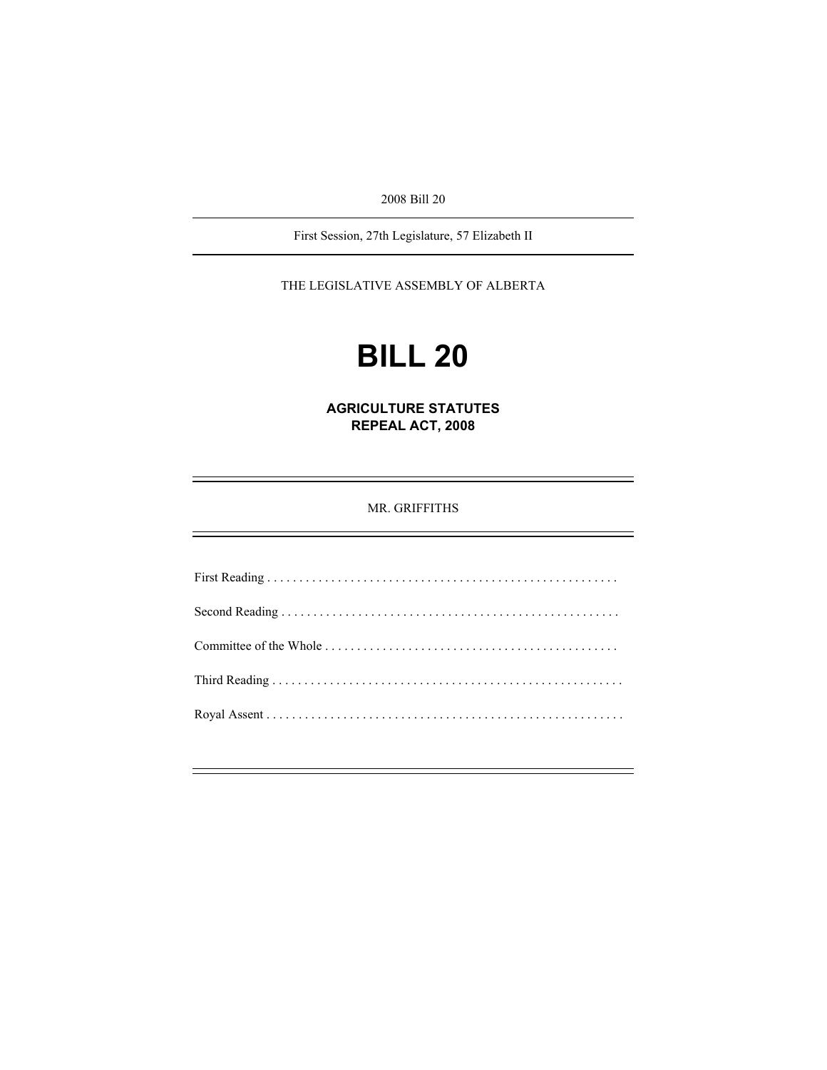2008 Bill 20

---

First Session, 27th Legislature, 57 Elizabeth II

---

THE LEGISLATIVE ASSEMBLY OF ALBERTA

# BILL 20

## AGRICULTURE STATUTES REPEAL ACT, 2008

---

MR. GRIFFITHS

---

First Reading . . . . . . . . . . . . . . . . . . . . . . . . . . . . . . . . . . . . . . . . . . . . . . . . . . . . . . .

Second Reading . . . . . . . . . . . . . . . . . . . . . . . . . . . . . . . . . . . . . . . . . . . . . . . . . . . .

Committee of the Whole . . . . . . . . . . . . . . . . . . . . . . . . . . . . . . . . . . . . . . . . . . . . .

Third Reading . . . . . . . . . . . . . . . . . . . . . . . . . . . . . . . . . . . . . . . . . . . . . . . . . . . . . . .

Royal Assent . . . . . . . . . . . . . . . . . . . . . . . . . . . . . . . . . . . . . . . . . . . . . . . . . . . . . . .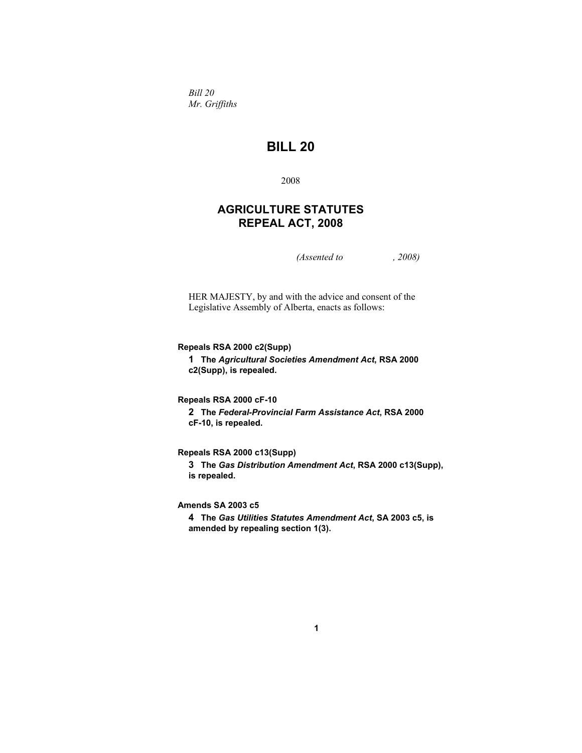*Bill 20*
*Mr. Griffiths*

# BILL 20

2008

## AGRICULTURE STATUTES REPEAL ACT, 2008

*(Assented to , 2008)*

HER MAJESTY, by and with the advice and consent of the Legislative Assembly of Alberta, enacts as follows:

**Repeals RSA 2000 c2(Supp)**

**1 The *Agricultural Societies Amendment Act*, RSA 2000 c2(Supp), is repealed.**

**Repeals RSA 2000 cF-10**

**2 The *Federal-Provincial Farm Assistance Act*, RSA 2000 cF-10, is repealed.**

**Repeals RSA 2000 c13(Supp)**

**3 The *Gas Distribution Amendment Act*, RSA 2000 c13(Supp), is repealed.**

**Amends SA 2003 c5**

**4 The *Gas Utilities Statutes Amendment Act*, SA 2003 c5, is amended by repealing section 1(3).**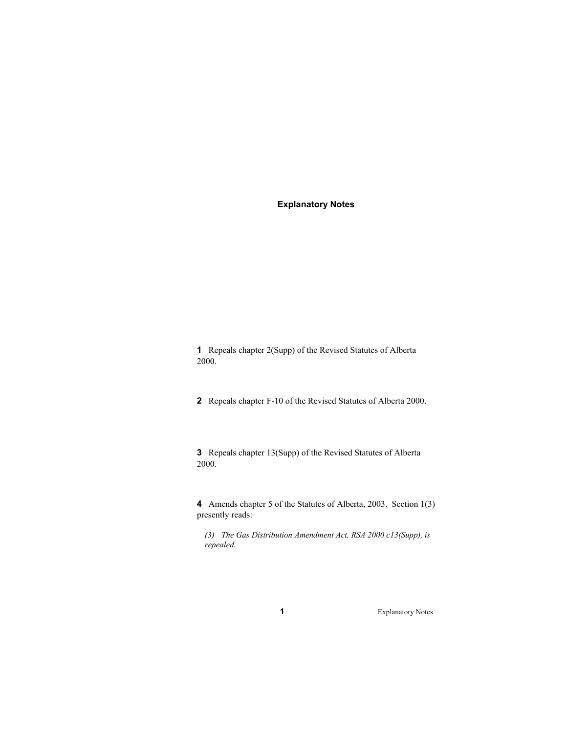# Explanatory Notes

**1** Repeals chapter 2(Supp) of the Revised Statutes of Alberta 2000.

**2** Repeals chapter F-10 of the Revised Statutes of Alberta 2000.

**3** Repeals chapter 13(Supp) of the Revised Statutes of Alberta 2000.

**4** Amends chapter 5 of the Statutes of Alberta, 2003. Section 1(3) presently reads:

> *(3) The Gas Distribution Amendment Act, RSA 2000 c13(Supp), is repealed.*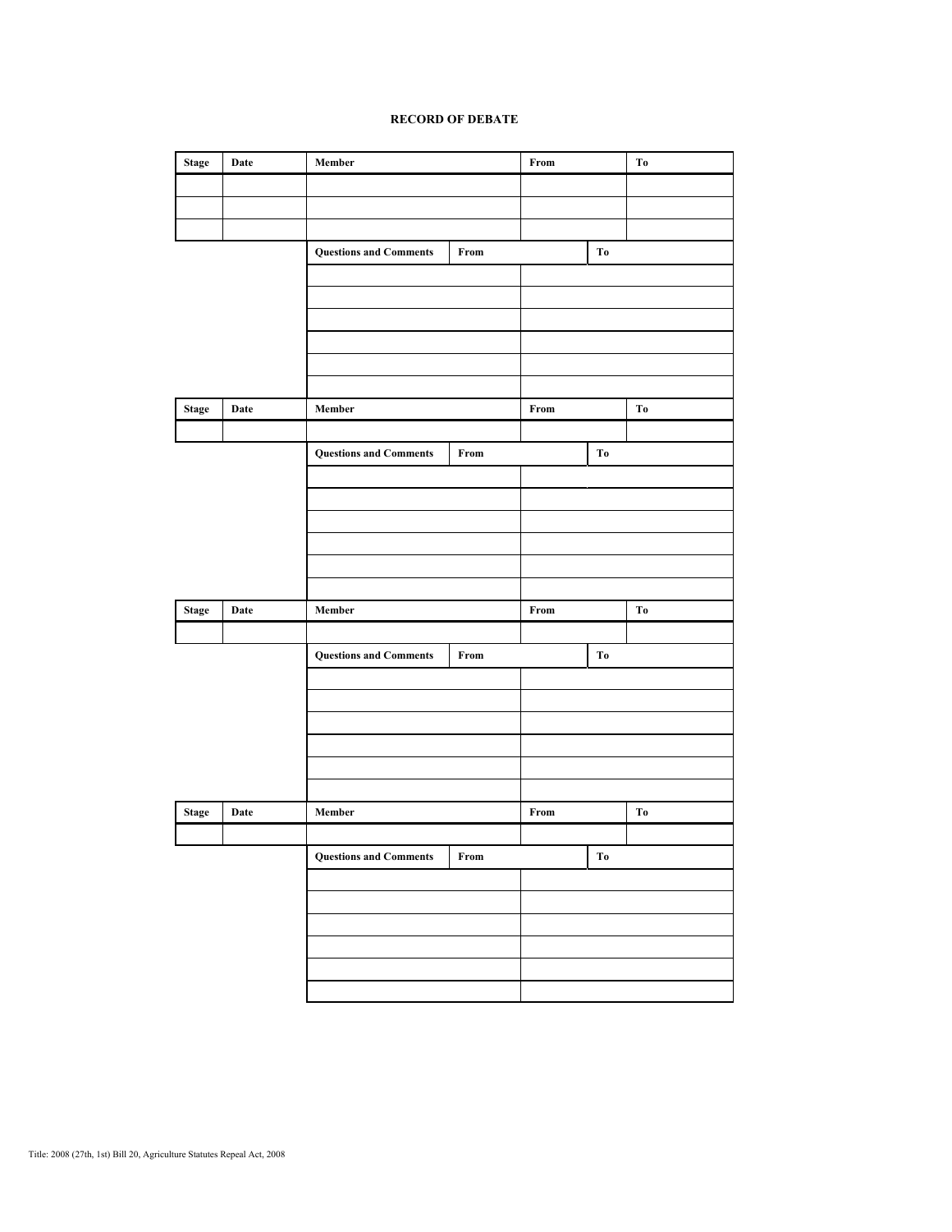**RECORD OF DEBATE**

| Stage | Date | Member | From | To |
|---|---|---|---|---|
| | | | | |
| | | | | |
| | | | | |

| Questions and Comments | From | To |
|---|---|---|
| | | |
| | | |
| | | |
| | | |
| | | |
| | | |

| Stage | Date | Member | From | To |
|---|---|---|---|---|
| | | | | |

| Questions and Comments | From | To |
|---|---|---|
| | | |
| | | |
| | | |
| | | |
| | | |
| | | |

| Stage | Date | Member | From | To |
|---|---|---|---|---|
| | | | | |

| Questions and Comments | From | To |
|---|---|---|
| | | |
| | | |
| | | |
| | | |
| | | |
| | | |

| Stage | Date | Member | From | To |
|---|---|---|---|---|
| | | | | |

| Questions and Comments | From | To |
|---|---|---|
| | | |
| | | |
| | | |
| | | |
| | | |
| | | |

Title: 2008 (27th, 1st) Bill 20, Agriculture Statutes Repeal Act, 2008